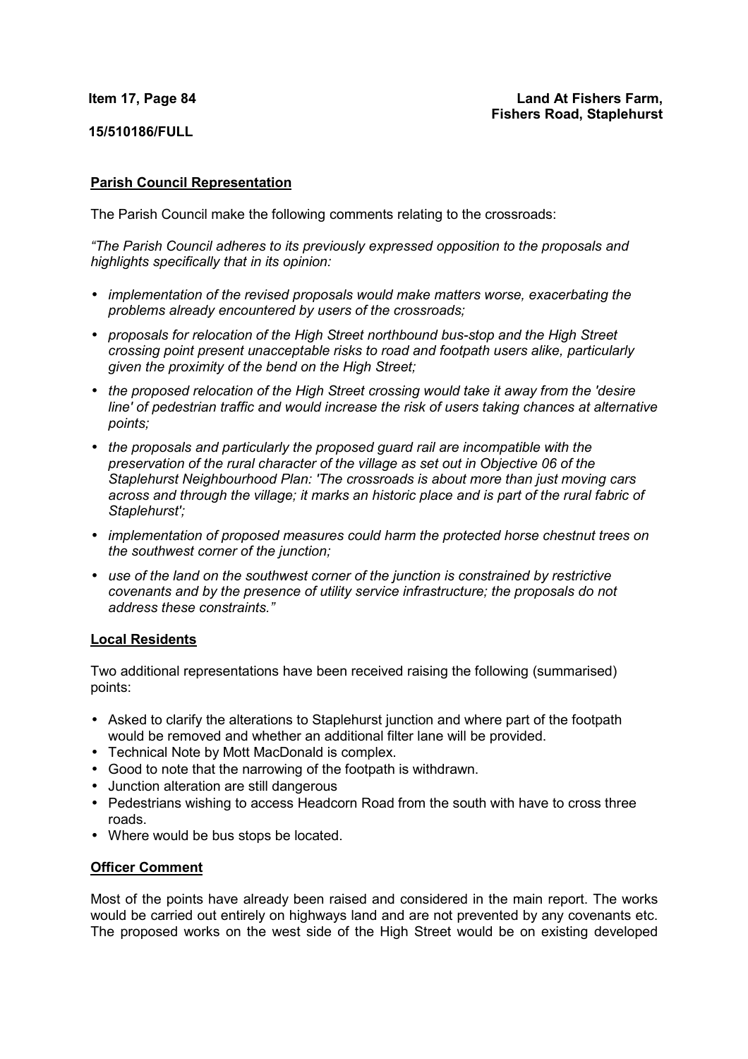**Item 17, Page 84**

**Land At Fishers Farm, Fishers Road, Staplehurst**

**15/510186/FULL**

**Parish Council Representation**

The Parish Council make the following comments relating to the crossroads:

*"The Parish Council adheres to its previously expressed opposition to the proposals and highlights specifically that in its opinion:*

- *implementation of the revised proposals would make matters worse, exacerbating the problems already encountered by users of the crossroads;*
- *proposals for relocation of the High Street northbound bus-stop and the High Street crossing point present unacceptable risks to road and footpath users alike, particularly given the proximity of the bend on the High Street;*
- *the proposed relocation of the High Street crossing would take it away from the 'desire line' of pedestrian traffic and would increase the risk of users taking chances at alternative points;*
- *the proposals and particularly the proposed guard rail are incompatible with the preservation of the rural character of the village as set out in Objective 06 of the Staplehurst Neighbourhood Plan: 'The crossroads is about more than just moving cars across and through the village; it marks an historic place and is part of the rural fabric of Staplehurst';*
- *implementation of proposed measures could harm the protected horse chestnut trees on the southwest corner of the junction;*
- *use of the land on the southwest corner of the junction is constrained by restrictive covenants and by the presence of utility service infrastructure; the proposals do not address these constraints."*

**Local Residents**

Two additional representations have been received raising the following (summarised) points:

- Asked to clarify the alterations to Staplehurst junction and where part of the footpath would be removed and whether an additional filter lane will be provided.
- Technical Note by Mott MacDonald is complex.
- Good to note that the narrowing of the footpath is withdrawn.
- Junction alteration are still dangerous
- Pedestrians wishing to access Headcorn Road from the south with have to cross three roads.
- Where would be bus stops be located.

**Officer Comment**

Most of the points have already been raised and considered in the main report. The works would be carried out entirely on highways land and are not prevented by any covenants etc. The proposed works on the west side of the High Street would be on existing developed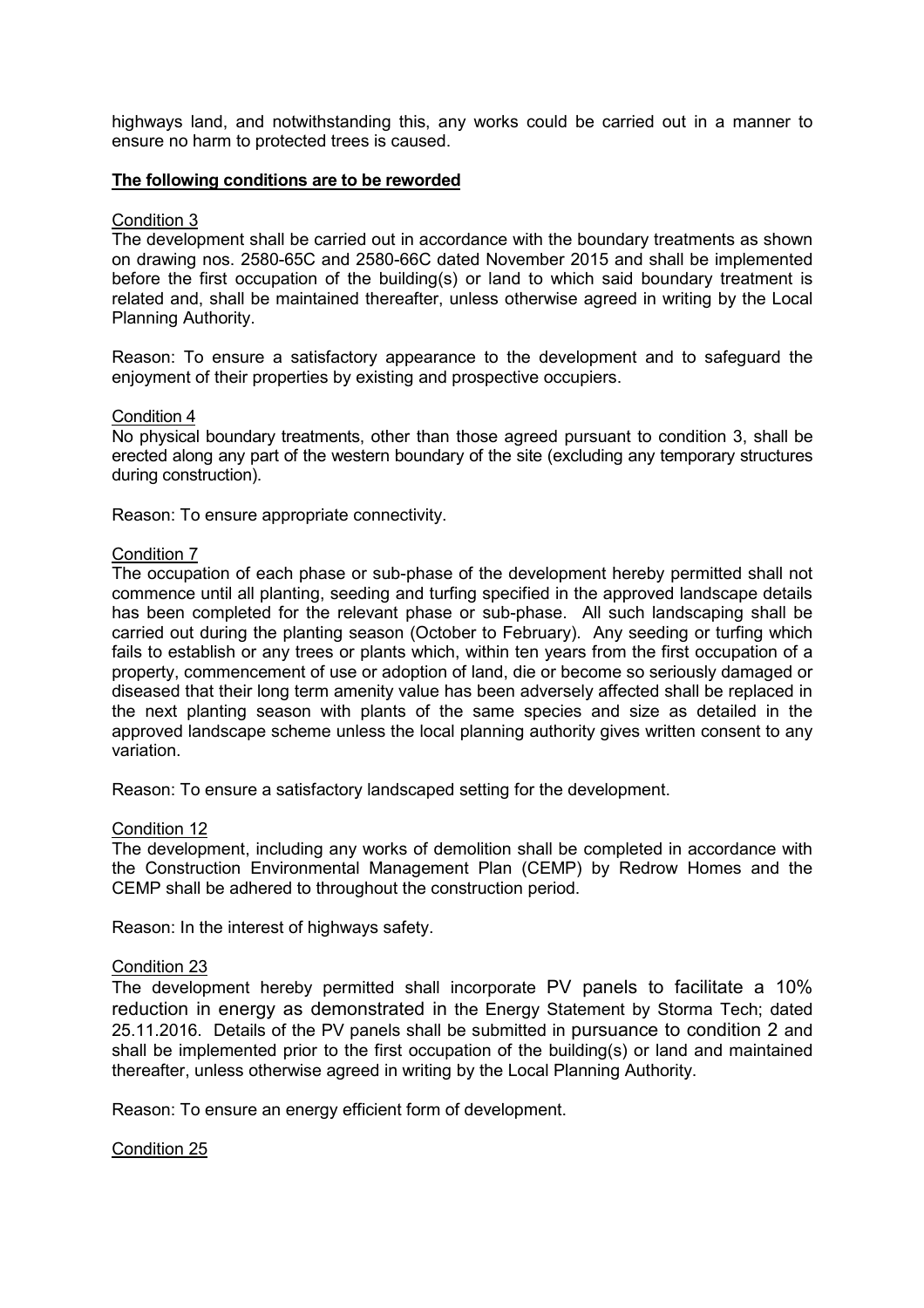highways land, and notwithstanding this, any works could be carried out in a manner to ensure no harm to protected trees is caused.

**The following conditions are to be reworded**

Condition 3

The development shall be carried out in accordance with the boundary treatments as shown on drawing nos. 2580-65C and 2580-66C dated November 2015 and shall be implemented before the first occupation of the building(s) or land to which said boundary treatment is related and, shall be maintained thereafter, unless otherwise agreed in writing by the Local Planning Authority.

Reason: To ensure a satisfactory appearance to the development and to safeguard the enjoyment of their properties by existing and prospective occupiers.

Condition 4

No physical boundary treatments, other than those agreed pursuant to condition 3, shall be erected along any part of the western boundary of the site (excluding any temporary structures during construction).

Reason: To ensure appropriate connectivity.

Condition 7

The occupation of each phase or sub-phase of the development hereby permitted shall not commence until all planting, seeding and turfing specified in the approved landscape details has been completed for the relevant phase or sub-phase. All such landscaping shall be carried out during the planting season (October to February). Any seeding or turfing which fails to establish or any trees or plants which, within ten years from the first occupation of a property, commencement of use or adoption of land, die or become so seriously damaged or diseased that their long term amenity value has been adversely affected shall be replaced in the next planting season with plants of the same species and size as detailed in the approved landscape scheme unless the local planning authority gives written consent to any variation.

Reason: To ensure a satisfactory landscaped setting for the development.

Condition 12

The development, including any works of demolition shall be completed in accordance with the Construction Environmental Management Plan (CEMP) by Redrow Homes and the CEMP shall be adhered to throughout the construction period.

Reason: In the interest of highways safety.

Condition 23

The development hereby permitted shall incorporate PV panels to facilitate a 10% reduction in energy as demonstrated in the Energy Statement by Storma Tech; dated 25.11.2016. Details of the PV panels shall be submitted in pursuance to condition 2 and shall be implemented prior to the first occupation of the building(s) or land and maintained thereafter, unless otherwise agreed in writing by the Local Planning Authority.

Reason: To ensure an energy efficient form of development.

Condition 25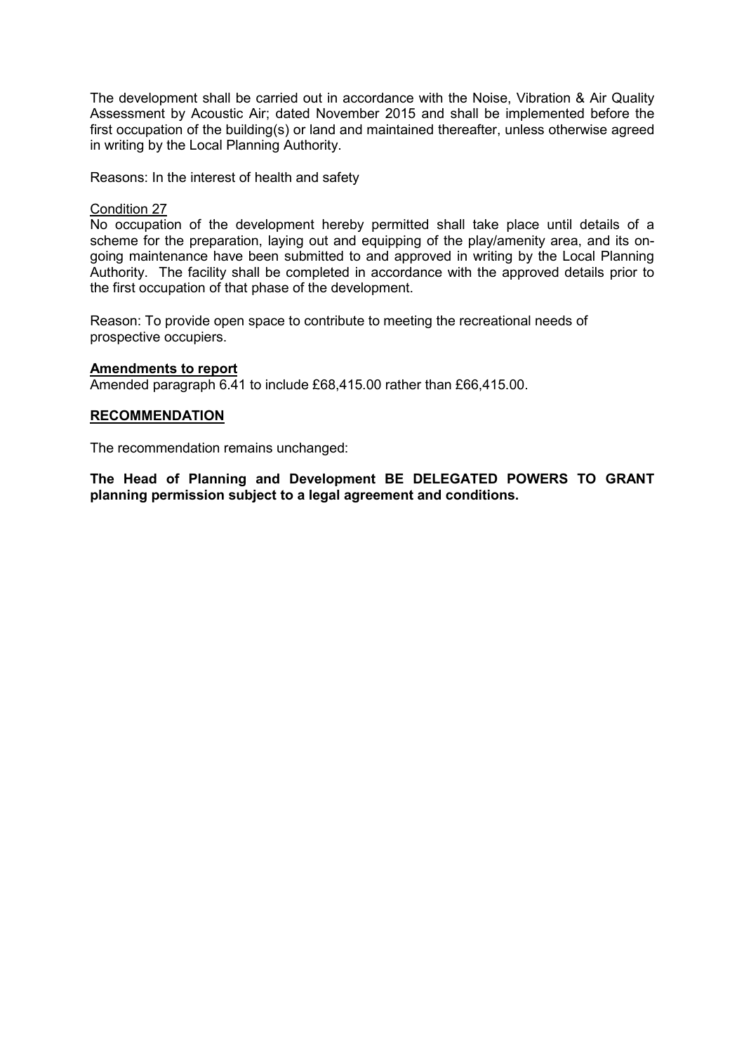The development shall be carried out in accordance with the Noise, Vibration & Air Quality Assessment by Acoustic Air; dated November 2015 and shall be implemented before the first occupation of the building(s) or land and maintained thereafter, unless otherwise agreed in writing by the Local Planning Authority.

Reasons: In the interest of health and safety

Condition 27

No occupation of the development hereby permitted shall take place until details of a scheme for the preparation, laying out and equipping of the play/amenity area, and its on-going maintenance have been submitted to and approved in writing by the Local Planning Authority. The facility shall be completed in accordance with the approved details prior to the first occupation of that phase of the development.

Reason: To provide open space to contribute to meeting the recreational needs of prospective occupiers.

**Amendments to report**

Amended paragraph 6.41 to include £68,415.00 rather than £66,415.00.

**RECOMMENDATION**

The recommendation remains unchanged:

**The Head of Planning and Development BE DELEGATED POWERS TO GRANT planning permission subject to a legal agreement and conditions.**